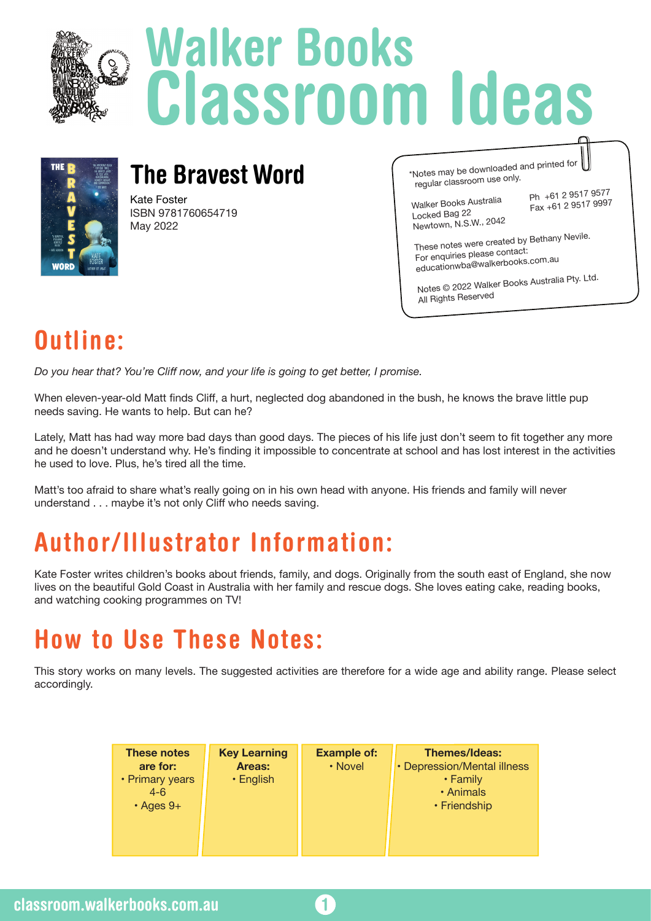# Walker Books Classroom Ideas

## The Bravest Word

Kate Foster
ISBN 9781760654719
May 2022

*Notes may be downloaded and printed for regular classroom use only.

Walker Books Australia
Locked Bag 22
Newtown, N.S.W., 2042

Ph +61 2 9517 9577
Fax +61 2 9517 9997

These notes were created by Bethany Nevile.
For enquiries please contact:
educationwba@walkerbooks.com.au

Notes © 2022 Walker Books Australia Pty. Ltd.
All Rights Reserved

## Outline:

*Do you hear that? You're Cliff now, and your life is going to get better, I promise.*

When eleven-year-old Matt finds Cliff, a hurt, neglected dog abandoned in the bush, he knows the brave little pup needs saving. He wants to help. But can he?

Lately, Matt has had way more bad days than good days. The pieces of his life just don't seem to fit together any more and he doesn't understand why. He's finding it impossible to concentrate at school and has lost interest in the activities he used to love. Plus, he's tired all the time.

Matt's too afraid to share what's really going on in his own head with anyone. His friends and family will never understand . . . maybe it's not only Cliff who needs saving.

## Author/Illustrator Information:

Kate Foster writes children's books about friends, family, and dogs. Originally from the south east of England, she now lives on the beautiful Gold Coast in Australia with her family and rescue dogs. She loves eating cake, reading books, and watching cooking programmes on TV!

## How to Use These Notes:

This story works on many levels. The suggested activities are therefore for a wide age and ability range. Please select accordingly.

| These notes are for: | Key Learning Areas: | Example of: | Themes/Ideas: |
|---|---|---|---|
| • Primary years 4-6<br>• Ages 9+ | • English | • Novel | • Depression/Mental illness<br>• Family<br>• Animals<br>• Friendship |

classroom.walkerbooks.com.au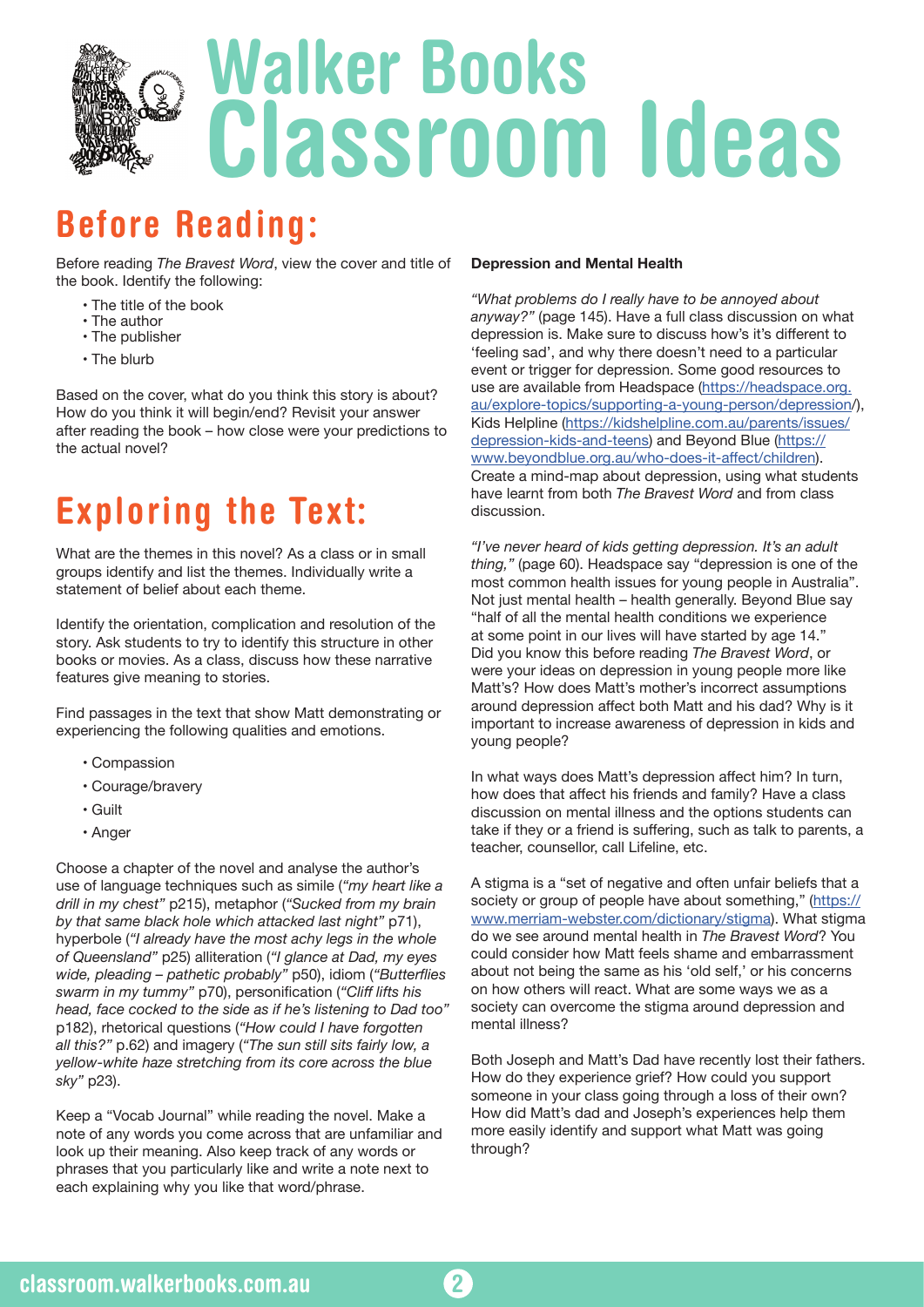# Walker Books Classroom Ideas

## Before Reading:

Before reading *The Bravest Word*, view the cover and title of the book. Identify the following:

- The title of the book
- The author
- The publisher
- The blurb

Based on the cover, what do you think this story is about? How do you think it will begin/end? Revisit your answer after reading the book – how close were your predictions to the actual novel?

## Exploring the Text:

What are the themes in this novel? As a class or in small groups identify and list the themes. Individually write a statement of belief about each theme.

Identify the orientation, complication and resolution of the story. Ask students to try to identify this structure in other books or movies. As a class, discuss how these narrative features give meaning to stories.

Find passages in the text that show Matt demonstrating or experiencing the following qualities and emotions.

- Compassion
- Courage/bravery
- Guilt
- Anger

Choose a chapter of the novel and analyse the author's use of language techniques such as simile (*"my heart like a drill in my chest"* p215), metaphor (*"Sucked from my brain by that same black hole which attacked last night"* p71), hyperbole (*"I already have the most achy legs in the whole of Queensland"* p25) alliteration (*"I glance at Dad, my eyes wide, pleading – pathetic probably"* p50), idiom (*"Butterflies swarm in my tummy"* p70), personification (*"Cliff lifts his head, face cocked to the side as if he's listening to Dad too"* p182), rhetorical questions (*"How could I have forgotten all this?"* p.62) and imagery (*"The sun still sits fairly low, a yellow-white haze stretching from its core across the blue sky"* p23).

Keep a "Vocab Journal" while reading the novel. Make a note of any words you come across that are unfamiliar and look up their meaning. Also keep track of any words or phrases that you particularly like and write a note next to each explaining why you like that word/phrase.

**Depression and Mental Health**

*"What problems do I really have to be annoyed about anyway?"* (page 145). Have a full class discussion on what depression is. Make sure to discuss how's it's different to 'feeling sad', and why there doesn't need to a particular event or trigger for depression. Some good resources to use are available from Headspace (https://headspace.org.au/explore-topics/supporting-a-young-person/depression/), Kids Helpline (https://kidshelpline.com.au/parents/issues/depression-kids-and-teens) and Beyond Blue (https://www.beyondblue.org.au/who-does-it-affect/children). Create a mind-map about depression, using what students have learnt from both *The Bravest Word* and from class discussion.

*"I've never heard of kids getting depression. It's an adult thing,"* (page 60). Headspace say "depression is one of the most common health issues for young people in Australia". Not just mental health – health generally. Beyond Blue say "half of all the mental health conditions we experience at some point in our lives will have started by age 14." Did you know this before reading *The Bravest Word*, or were your ideas on depression in young people more like Matt's? How does Matt's mother's incorrect assumptions around depression affect both Matt and his dad? Why is it important to increase awareness of depression in kids and young people?

In what ways does Matt's depression affect him? In turn, how does that affect his friends and family? Have a class discussion on mental illness and the options students can take if they or a friend is suffering, such as talk to parents, a teacher, counsellor, call Lifeline, etc.

A stigma is a "set of negative and often unfair beliefs that a society or group of people have about something," (https://www.merriam-webster.com/dictionary/stigma). What stigma do we see around mental health in *The Bravest Word*? You could consider how Matt feels shame and embarrassment about not being the same as his 'old self,' or his concerns on how others will react. What are some ways we as a society can overcome the stigma around depression and mental illness?

Both Joseph and Matt's Dad have recently lost their fathers. How do they experience grief? How could you support someone in your class going through a loss of their own? How did Matt's dad and Joseph's experiences help them more easily identify and support what Matt was going through?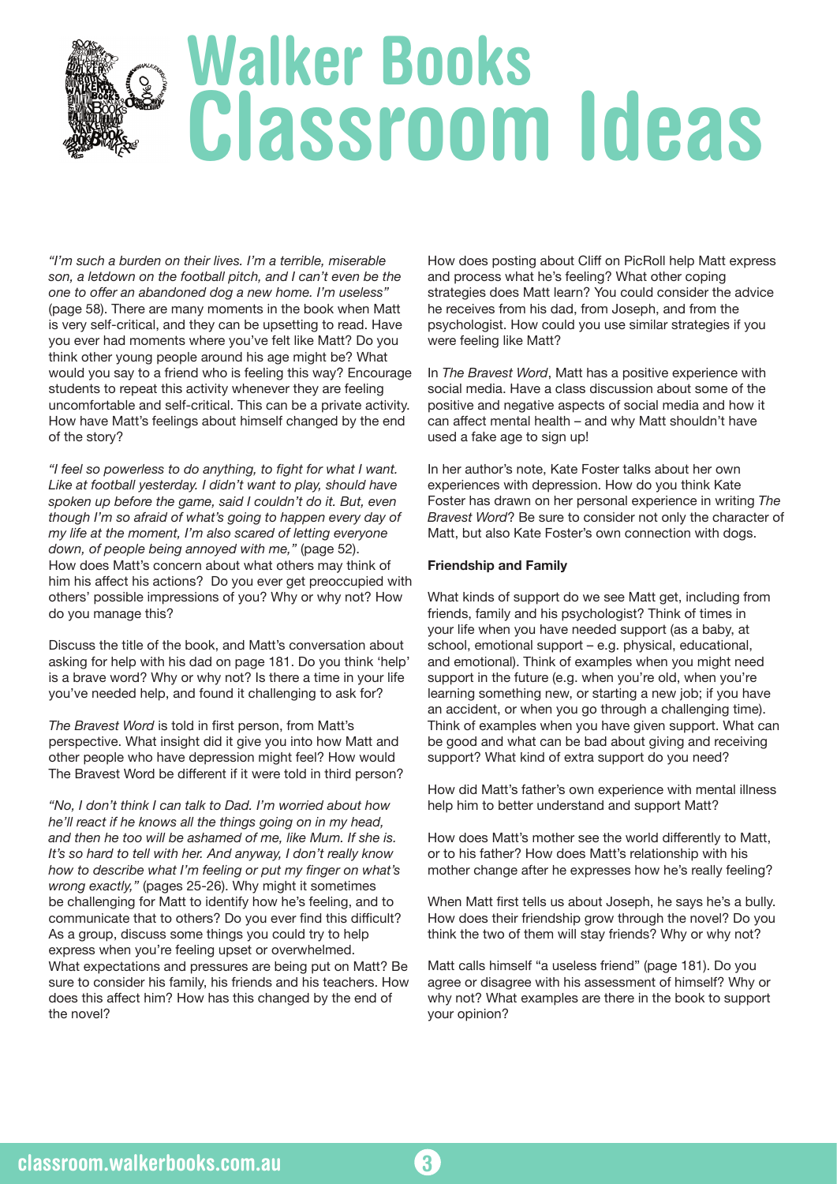*"I'm such a burden on their lives. I'm a terrible, miserable son, a letdown on the football pitch, and I can't even be the one to offer an abandoned dog a new home. I'm useless"* (page 58). There are many moments in the book when Matt is very self-critical, and they can be upsetting to read. Have you ever had moments where you've felt like Matt? Do you think other young people around his age might be? What would you say to a friend who is feeling this way? Encourage students to repeat this activity whenever they are feeling uncomfortable and self-critical. This can be a private activity. How have Matt's feelings about himself changed by the end of the story?

*"I feel so powerless to do anything, to fight for what I want. Like at football yesterday. I didn't want to play, should have spoken up before the game, said I couldn't do it. But, even though I'm so afraid of what's going to happen every day of my life at the moment, I'm also scared of letting everyone down, of people being annoyed with me,"* (page 52). How does Matt's concern about what others may think of him his affect his actions? Do you ever get preoccupied with others' possible impressions of you? Why or why not? How do you manage this?

Discuss the title of the book, and Matt's conversation about asking for help with his dad on page 181. Do you think 'help' is a brave word? Why or why not? Is there a time in your life you've needed help, and found it challenging to ask for?

*The Bravest Word* is told in first person, from Matt's perspective. What insight did it give you into how Matt and other people who have depression might feel? How would The Bravest Word be different if it were told in third person?

*"No, I don't think I can talk to Dad. I'm worried about how he'll react if he knows all the things going on in my head, and then he too will be ashamed of me, like Mum. If she is. It's so hard to tell with her. And anyway, I don't really know how to describe what I'm feeling or put my finger on what's wrong exactly,"* (pages 25-26). Why might it sometimes be challenging for Matt to identify how he's feeling, and to communicate that to others? Do you ever find this difficult? As a group, discuss some things you could try to help express when you're feeling upset or overwhelmed.
What expectations and pressures are being put on Matt? Be sure to consider his family, his friends and his teachers. How does this affect him? How has this changed by the end of the novel?

How does posting about Cliff on PicRoll help Matt express and process what he's feeling? What other coping strategies does Matt learn? You could consider the advice he receives from his dad, from Joseph, and from the psychologist. How could you use similar strategies if you were feeling like Matt?

In *The Bravest Word*, Matt has a positive experience with social media. Have a class discussion about some of the positive and negative aspects of social media and how it can affect mental health – and why Matt shouldn't have used a fake age to sign up!

In her author's note, Kate Foster talks about her own experiences with depression. How do you think Kate Foster has drawn on her personal experience in writing *The Bravest Word*? Be sure to consider not only the character of Matt, but also Kate Foster's own connection with dogs.

**Friendship and Family**

What kinds of support do we see Matt get, including from friends, family and his psychologist? Think of times in your life when you have needed support (as a baby, at school, emotional support – e.g. physical, educational, and emotional). Think of examples when you might need support in the future (e.g. when you're old, when you're learning something new, or starting a new job; if you have an accident, or when you go through a challenging time). Think of examples when you have given support. What can be good and what can be bad about giving and receiving support? What kind of extra support do you need?

How did Matt's father's own experience with mental illness help him to better understand and support Matt?

How does Matt's mother see the world differently to Matt, or to his father? How does Matt's relationship with his mother change after he expresses how he's really feeling?

When Matt first tells us about Joseph, he says he's a bully. How does their friendship grow through the novel? Do you think the two of them will stay friends? Why or why not?

Matt calls himself "a useless friend" (page 181). Do you agree or disagree with his assessment of himself? Why or why not? What examples are there in the book to support your opinion?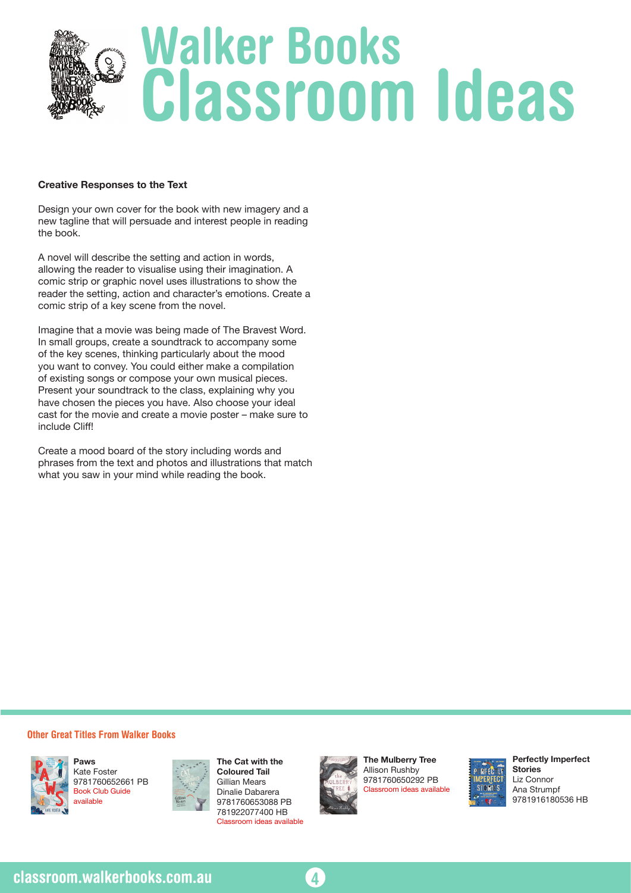# Walker Books Classroom Ideas

### Creative Responses to the Text

Design your own cover for the book with new imagery and a new tagline that will persuade and interest people in reading the book.

A novel will describe the setting and action in words, allowing the reader to visualise using their imagination. A comic strip or graphic novel uses illustrations to show the reader the setting, action and character's emotions. Create a comic strip of a key scene from the novel.

Imagine that a movie was being made of The Bravest Word. In small groups, create a soundtrack to accompany some of the key scenes, thinking particularly about the mood you want to convey. You could either make a compilation of existing songs or compose your own musical pieces. Present your soundtrack to the class, explaining why you have chosen the pieces you have. Also choose your ideal cast for the movie and create a movie poster – make sure to include Cliff!

Create a mood board of the story including words and phrases from the text and photos and illustrations that match what you saw in your mind while reading the book.

### Other Great Titles From Walker Books

**Paws**
Kate Foster
9781760652661 PB
Book Club Guide available

**The Cat with the Coloured Tail**
Gillian Mears
Dinalie Dabarera
9781760653088 PB
781922077400 HB
Classroom ideas available

**The Mulberry Tree**
Allison Rushby
9781760650292 PB
Classroom ideas available

**Perfectly Imperfect Stories**
Liz Connor
Ana Strumpf
9781916180536 HB

classroom.walkerbooks.com.au